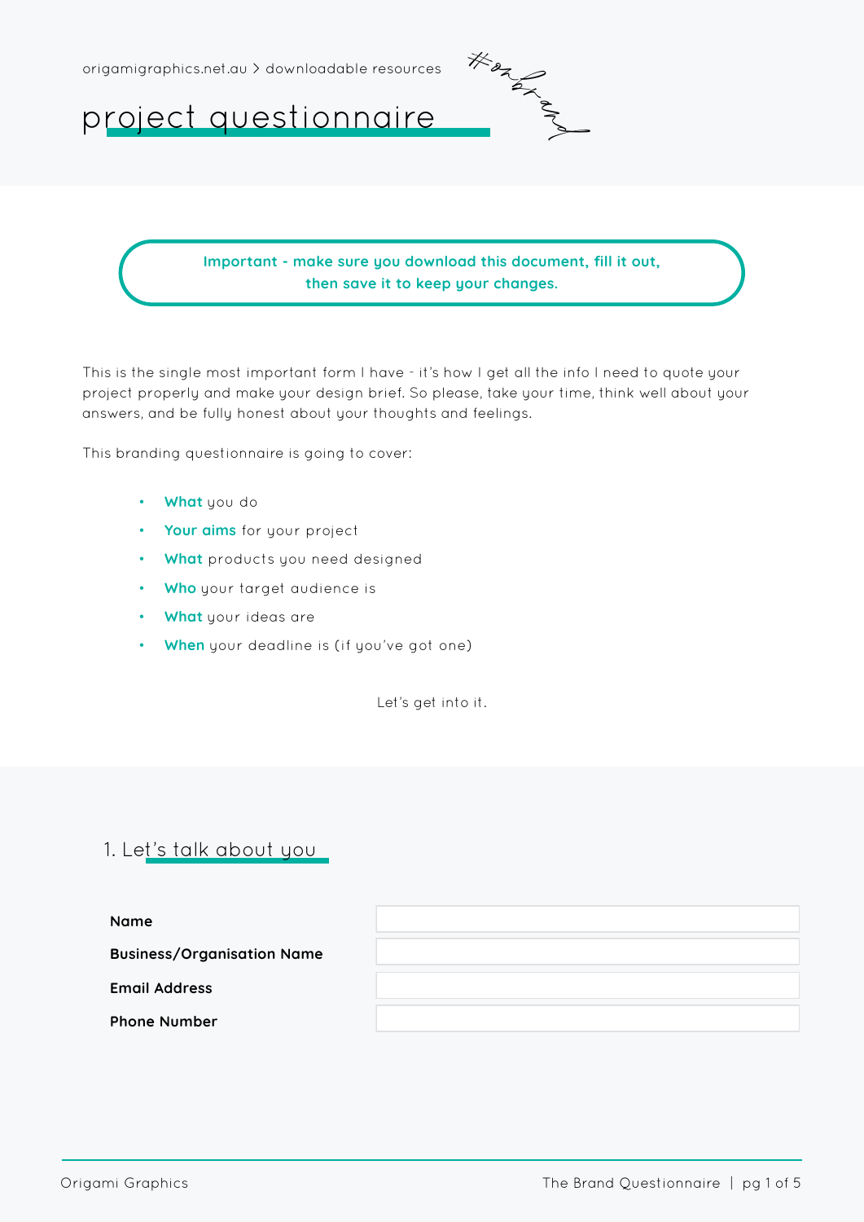origamigraphics.net.au > downloadable resources

# project questionnaire

#onbrand

**Important - make sure you download this document, fill it out, then save it to keep your changes.**

This is the single most important form I have - it's how I get all the info I need to quote your project properly and make your design brief. So please, take your time, think well about your answers, and be fully honest about your thoughts and feelings.

This branding questionnaire is going to cover:

- **What** you do
- **Your aims** for your project
- **What** products you need designed
- **Who** your target audience is
- **What** your ideas are
- **When** your deadline is (if you've got one)

Let's get into it.

## 1. Let's talk about you

| | |
|---|---|
| **Name** | |
| **Business/Organisation Name** | |
| **Email Address** | |
| **Phone Number** | |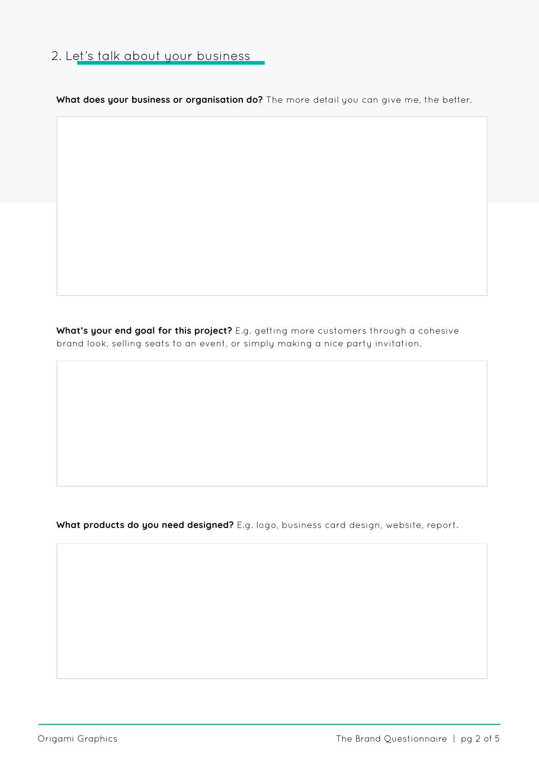## 2. Let's talk about your business

**What does your business or organisation do?** The more detail you can give me, the better.

**What's your end goal for this project?** E.g. getting more customers through a cohesive brand look, selling seats to an event, or simply making a nice party invitation.

**What products do you need designed?** E.g. logo, business card design, website, report.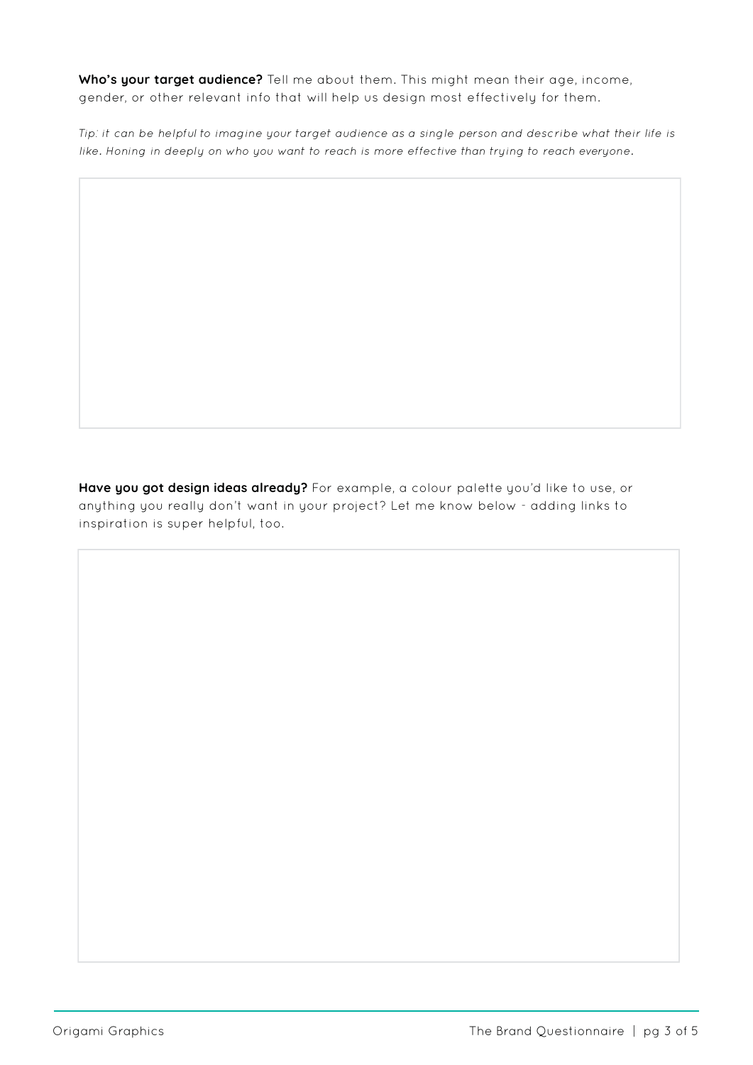**Who's your target audience?** Tell me about them. This might mean their age, income, gender, or other relevant info that will help us design most effectively for them.

*Tip: it can be helpful to imagine your target audience as a single person and describe what their life is like. Honing in deeply on who you want to reach is more effective than trying to reach everyone.*

**Have you got design ideas already?** For example, a colour palette you'd like to use, or anything you really don't want in your project? Let me know below - adding links to inspiration is super helpful, too.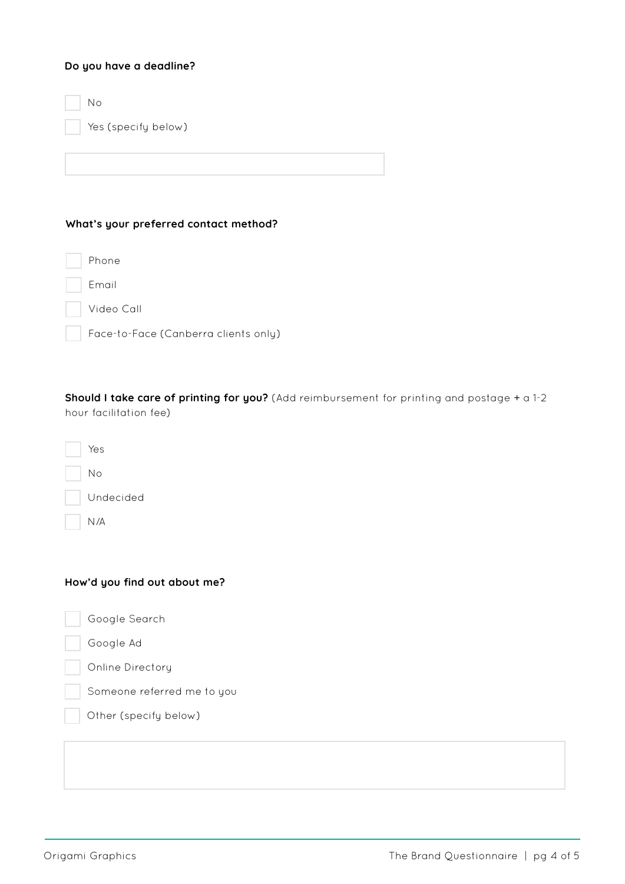**Do you have a deadline?**

- [ ] No
- [ ] Yes (specify below)

**What's your preferred contact method?**

- [ ] Phone
- [ ] Email
- [ ] Video Call
- [ ] Face-to-Face (Canberra clients only)

**Should I take care of printing for you?** (Add reimbursement for printing and postage + a 1-2 hour facilitation fee)

- [ ] Yes
- [ ] No
- [ ] Undecided
- [ ] N/A

**How'd you find out about me?**

- [ ] Google Search
- [ ] Google Ad
- [ ] Online Directory
- [ ] Someone referred me to you
- [ ] Other (specify below)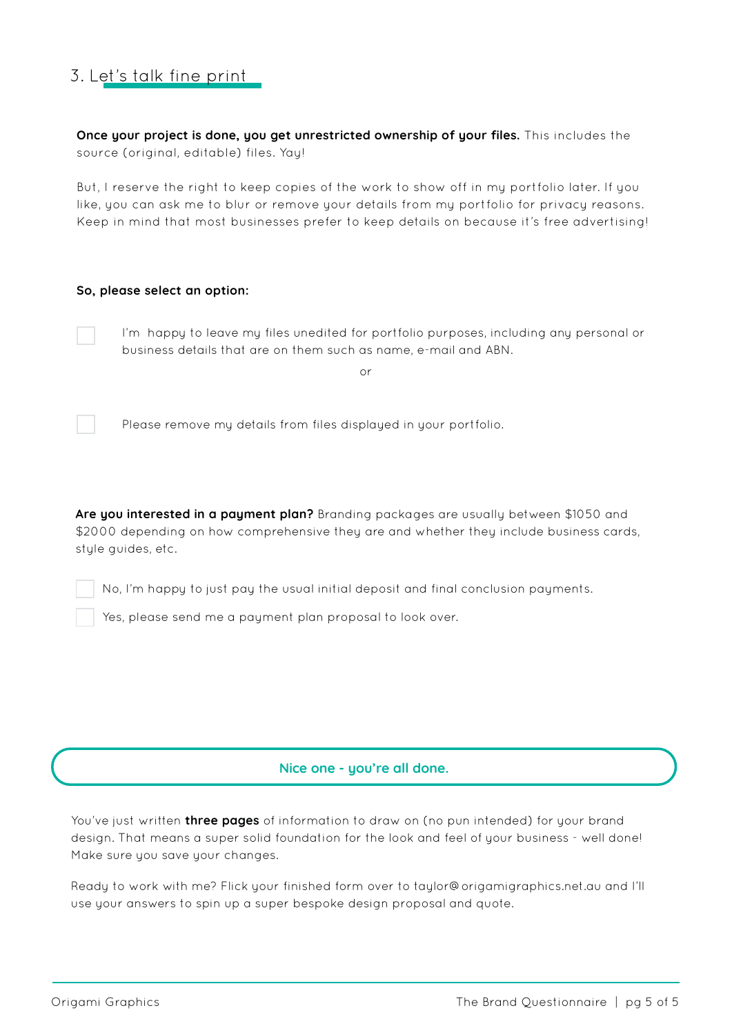## 3. Let's talk fine print

**Once your project is done, you get unrestricted ownership of your files.** This includes the source (original, editable) files. Yay!

But, I reserve the right to keep copies of the work to show off in my portfolio later. If you like, you can ask me to blur or remove your details from my portfolio for privacy reasons. Keep in mind that most businesses prefer to keep details on because it's free advertising!

**So, please select an option:**

- [ ] I'm happy to leave my files unedited for portfolio purposes, including any personal or business details that are on them such as name, e-mail and ABN.

or

- [ ] Please remove my details from files displayed in your portfolio.

**Are you interested in a payment plan?** Branding packages are usually between $1050 and $2000 depending on how comprehensive they are and whether they include business cards, style guides, etc.

- [ ] No, I'm happy to just pay the usual initial deposit and final conclusion payments.
- [ ] Yes, please send me a payment plan proposal to look over.

**Nice one - you're all done.**

You've just written **three pages** of information to draw on (no pun intended) for your brand design. That means a super solid foundation for the look and feel of your business - well done! Make sure you save your changes.

Ready to work with me? Flick your finished form over to taylor@origamigraphics.net.au and I'll use your answers to spin up a super bespoke design proposal and quote.